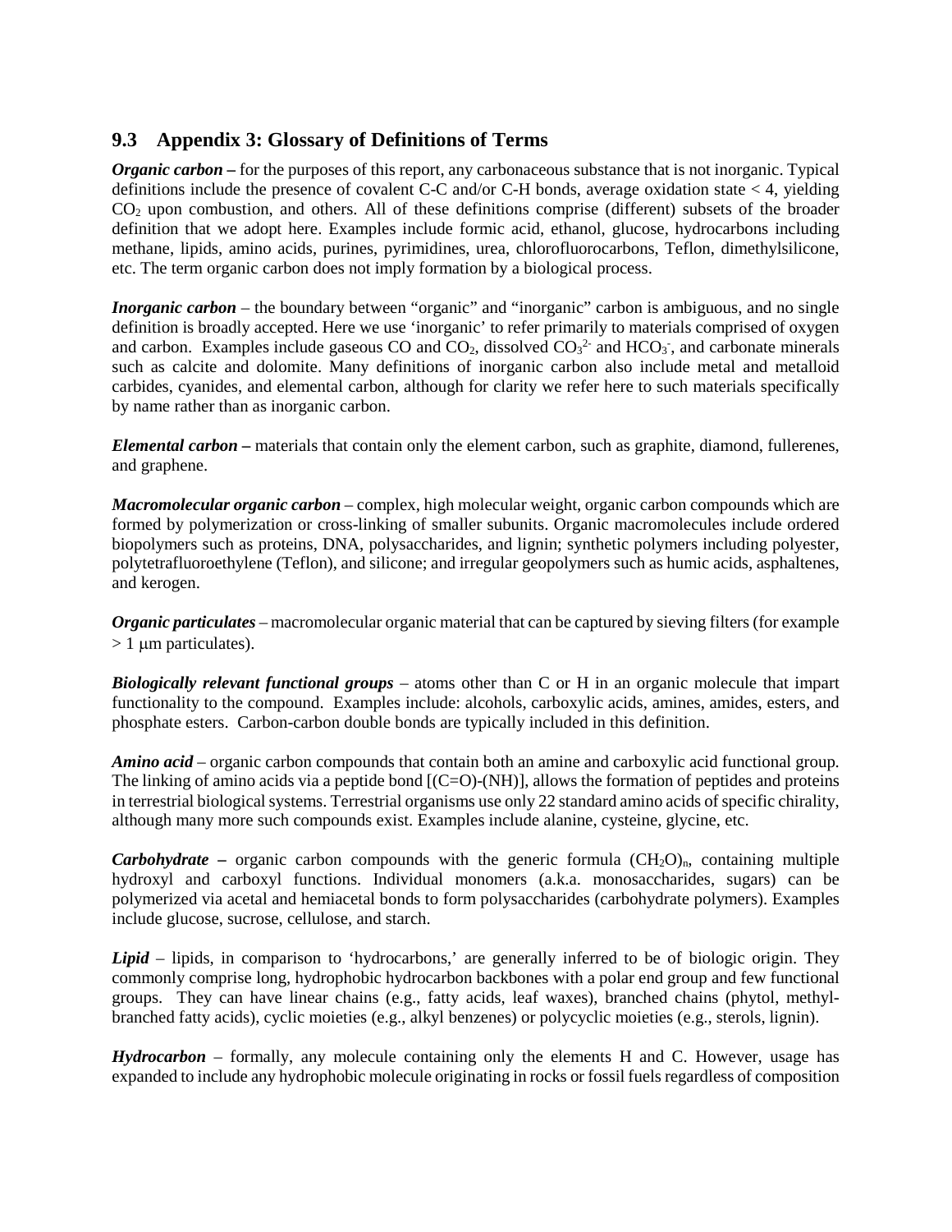## 9.3 Appendix 3: Glossary of Definitions of Terms

***Organic carbon*** **–** for the purposes of this report, any carbonaceous substance that is not inorganic. Typical definitions include the presence of covalent C-C and/or C-H bonds, average oxidation state < 4, yielding $CO_2$ upon combustion, and others. All of these definitions comprise (different) subsets of the broader definition that we adopt here. Examples include formic acid, ethanol, glucose, hydrocarbons including methane, lipids, amino acids, purines, pyrimidines, urea, chlorofluorocarbons, Teflon, dimethylsilicone, etc. The term organic carbon does not imply formation by a biological process.

***Inorganic carbon*** – the boundary between "organic" and "inorganic" carbon is ambiguous, and no single definition is broadly accepted. Here we use 'inorganic' to refer primarily to materials comprised of oxygen and carbon. Examples include gaseous CO and $CO_2$, dissolved $CO_3^{2-}$ and $HCO_3^{-}$, and carbonate minerals such as calcite and dolomite. Many definitions of inorganic carbon also include metal and metalloid carbides, cyanides, and elemental carbon, although for clarity we refer here to such materials specifically by name rather than as inorganic carbon.

***Elemental carbon*** **–** materials that contain only the element carbon, such as graphite, diamond, fullerenes, and graphene.

***Macromolecular organic carbon*** – complex, high molecular weight, organic carbon compounds which are formed by polymerization or cross-linking of smaller subunits. Organic macromolecules include ordered biopolymers such as proteins, DNA, polysaccharides, and lignin; synthetic polymers including polyester, polytetrafluoroethylene (Teflon), and silicone; and irregular geopolymers such as humic acids, asphaltenes, and kerogen.

***Organic particulates*** – macromolecular organic material that can be captured by sieving filters (for example > 1 μm particulates).

***Biologically relevant functional groups*** – atoms other than C or H in an organic molecule that impart functionality to the compound. Examples include: alcohols, carboxylic acids, amines, amides, esters, and phosphate esters. Carbon-carbon double bonds are typically included in this definition.

***Amino acid*** – organic carbon compounds that contain both an amine and carboxylic acid functional group. The linking of amino acids via a peptide bond [(C=O)-(NH)], allows the formation of peptides and proteins in terrestrial biological systems. Terrestrial organisms use only 22 standard amino acids of specific chirality, although many more such compounds exist. Examples include alanine, cysteine, glycine, etc.

***Carbohydrate*** **–** organic carbon compounds with the generic formula $(CH_2O)_n$, containing multiple hydroxyl and carboxyl functions. Individual monomers (a.k.a. monosaccharides, sugars) can be polymerized via acetal and hemiacetal bonds to form polysaccharides (carbohydrate polymers). Examples include glucose, sucrose, cellulose, and starch.

***Lipid*** – lipids, in comparison to 'hydrocarbons,' are generally inferred to be of biologic origin. They commonly comprise long, hydrophobic hydrocarbon backbones with a polar end group and few functional groups. They can have linear chains (e.g., fatty acids, leaf waxes), branched chains (phytol, methyl-branched fatty acids), cyclic moieties (e.g., alkyl benzenes) or polycyclic moieties (e.g., sterols, lignin).

***Hydrocarbon*** – formally, any molecule containing only the elements H and C. However, usage has expanded to include any hydrophobic molecule originating in rocks or fossil fuels regardless of composition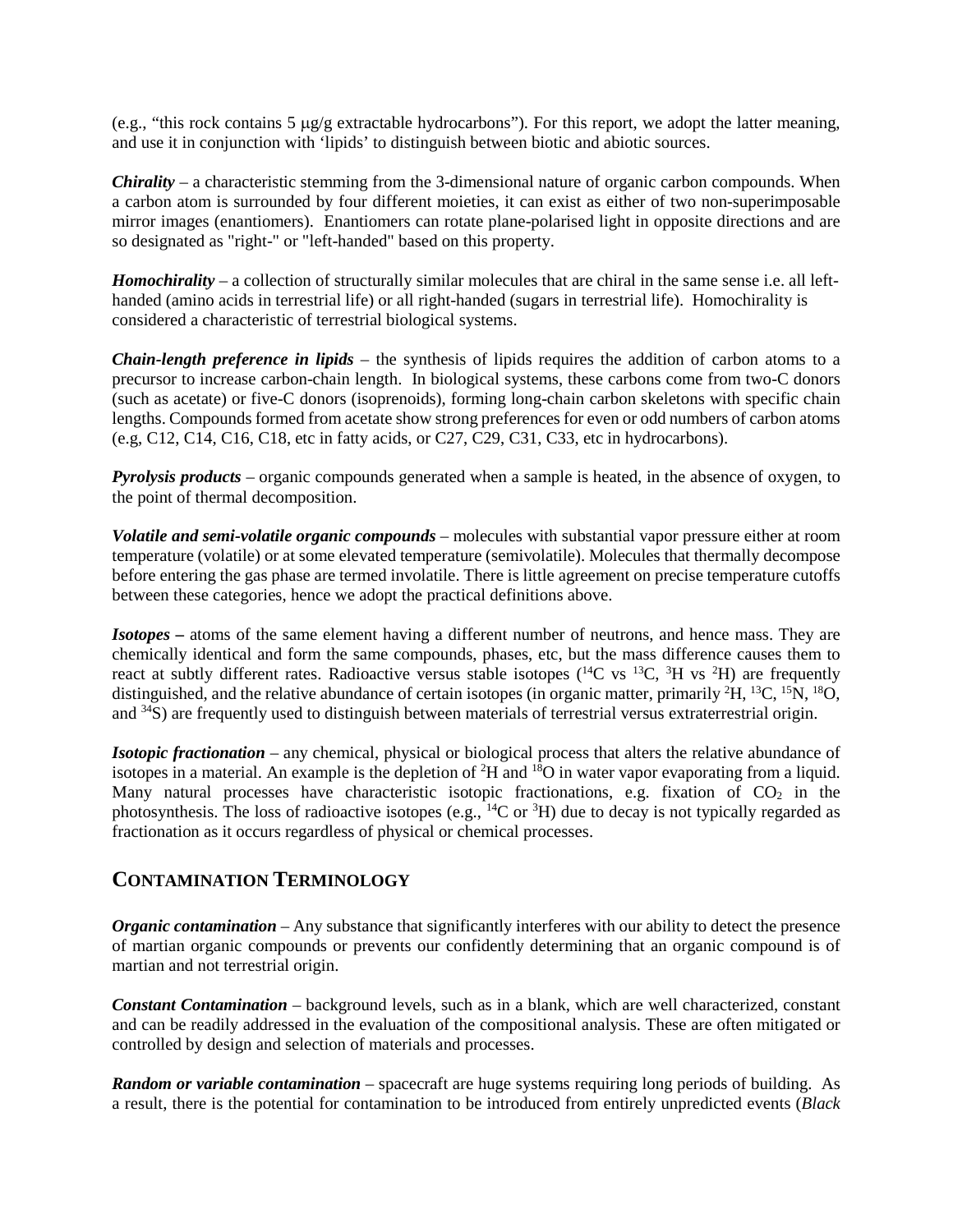(e.g., “this rock contains 5 μg/g extractable hydrocarbons”). For this report, we adopt the latter meaning, and use it in conjunction with ‘lipids’ to distinguish between biotic and abiotic sources.

***Chirality*** – a characteristic stemming from the 3-dimensional nature of organic carbon compounds. When a carbon atom is surrounded by four different moieties, it can exist as either of two non-superimposable mirror images (enantiomers). Enantiomers can rotate plane-polarised light in opposite directions and are so designated as "right-" or "left-handed" based on this property.

***Homochirality*** – a collection of structurally similar molecules that are chiral in the same sense i.e. all left-handed (amino acids in terrestrial life) or all right-handed (sugars in terrestrial life). Homochirality is considered a characteristic of terrestrial biological systems.

***Chain-length preference in lipids*** – the synthesis of lipids requires the addition of carbon atoms to a precursor to increase carbon-chain length. In biological systems, these carbons come from two-C donors (such as acetate) or five-C donors (isoprenoids), forming long-chain carbon skeletons with specific chain lengths. Compounds formed from acetate show strong preferences for even or odd numbers of carbon atoms (e.g, C12, C14, C16, C18, etc in fatty acids, or C27, C29, C31, C33, etc in hydrocarbons).

***Pyrolysis products*** – organic compounds generated when a sample is heated, in the absence of oxygen, to the point of thermal decomposition.

***Volatile and semi-volatile organic compounds*** – molecules with substantial vapor pressure either at room temperature (volatile) or at some elevated temperature (semivolatile). Molecules that thermally decompose before entering the gas phase are termed involatile. There is little agreement on precise temperature cutoffs between these categories, hence we adopt the practical definitions above.

***Isotopes –*** atoms of the same element having a different number of neutrons, and hence mass. They are chemically identical and form the same compounds, phases, etc, but the mass difference causes them to react at subtly different rates. Radioactive versus stable isotopes ($^{14}C$ vs $^{13}C$, $^{3}H$ vs $^{2}H$) are frequently distinguished, and the relative abundance of certain isotopes (in organic matter, primarily $^{2}H$, $^{13}C$, $^{15}N$, $^{18}O$, and $^{34}S$) are frequently used to distinguish between materials of terrestrial versus extraterrestrial origin.

***Isotopic fractionation*** – any chemical, physical or biological process that alters the relative abundance of isotopes in a material. An example is the depletion of $^{2}H$ and $^{18}O$ in water vapor evaporating from a liquid. Many natural processes have characteristic isotopic fractionations, e.g. fixation of $CO_2$ in the photosynthesis. The loss of radioactive isotopes (e.g., $^{14}C$ or $^{3}H$) due to decay is not typically regarded as fractionation as it occurs regardless of physical or chemical processes.

## CONTAMINATION TERMINOLOGY

***Organic contamination*** – Any substance that significantly interferes with our ability to detect the presence of martian organic compounds or prevents our confidently determining that an organic compound is of martian and not terrestrial origin.

***Constant Contamination*** – background levels, such as in a blank, which are well characterized, constant and can be readily addressed in the evaluation of the compositional analysis. These are often mitigated or controlled by design and selection of materials and processes.

***Random or variable contamination*** – spacecraft are huge systems requiring long periods of building. As a result, there is the potential for contamination to be introduced from entirely unpredicted events (*Black*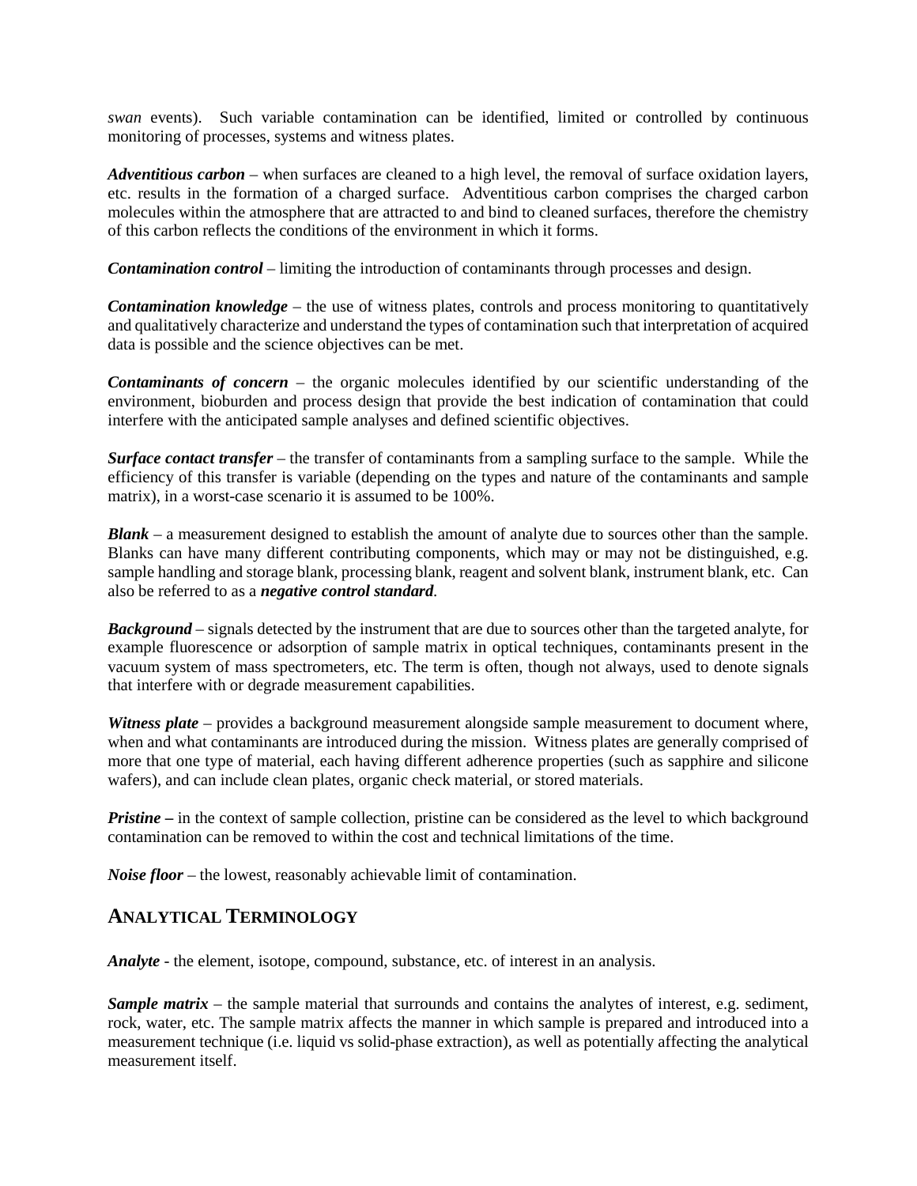*swan* events). Such variable contamination can be identified, limited or controlled by continuous monitoring of processes, systems and witness plates.

***Adventitious carbon*** – when surfaces are cleaned to a high level, the removal of surface oxidation layers, etc. results in the formation of a charged surface. Adventitious carbon comprises the charged carbon molecules within the atmosphere that are attracted to and bind to cleaned surfaces, therefore the chemistry of this carbon reflects the conditions of the environment in which it forms.

***Contamination control*** – limiting the introduction of contaminants through processes and design.

***Contamination knowledge*** – the use of witness plates, controls and process monitoring to quantitatively and qualitatively characterize and understand the types of contamination such that interpretation of acquired data is possible and the science objectives can be met.

***Contaminants of concern*** – the organic molecules identified by our scientific understanding of the environment, bioburden and process design that provide the best indication of contamination that could interfere with the anticipated sample analyses and defined scientific objectives.

***Surface contact transfer*** – the transfer of contaminants from a sampling surface to the sample. While the efficiency of this transfer is variable (depending on the types and nature of the contaminants and sample matrix), in a worst-case scenario it is assumed to be 100%.

***Blank*** – a measurement designed to establish the amount of analyte due to sources other than the sample. Blanks can have many different contributing components, which may or may not be distinguished, e.g. sample handling and storage blank, processing blank, reagent and solvent blank, instrument blank, etc. Can also be referred to as a ***negative control standard***.

***Background*** – signals detected by the instrument that are due to sources other than the targeted analyte, for example fluorescence or adsorption of sample matrix in optical techniques, contaminants present in the vacuum system of mass spectrometers, etc. The term is often, though not always, used to denote signals that interfere with or degrade measurement capabilities.

***Witness plate*** – provides a background measurement alongside sample measurement to document where, when and what contaminants are introduced during the mission. Witness plates are generally comprised of more that one type of material, each having different adherence properties (such as sapphire and silicone wafers), and can include clean plates, organic check material, or stored materials.

***Pristine –*** in the context of sample collection, pristine can be considered as the level to which background contamination can be removed to within the cost and technical limitations of the time.

***Noise floor*** – the lowest, reasonably achievable limit of contamination.

## ANALYTICAL TERMINOLOGY

***Analyte*** - the element, isotope, compound, substance, etc. of interest in an analysis.

***Sample matrix*** – the sample material that surrounds and contains the analytes of interest, e.g. sediment, rock, water, etc. The sample matrix affects the manner in which sample is prepared and introduced into a measurement technique (i.e. liquid vs solid-phase extraction), as well as potentially affecting the analytical measurement itself.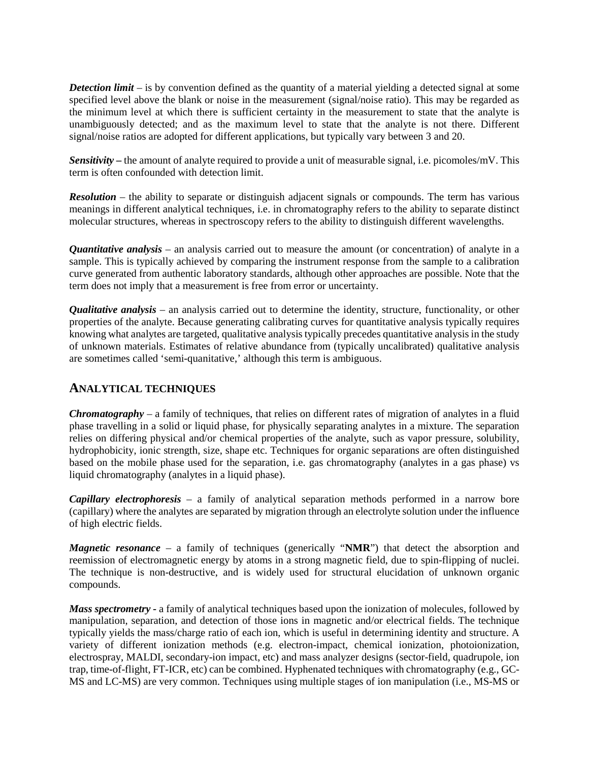***Detection limit*** – is by convention defined as the quantity of a material yielding a detected signal at some specified level above the blank or noise in the measurement (signal/noise ratio). This may be regarded as the minimum level at which there is sufficient certainty in the measurement to state that the analyte is unambiguously detected; and as the maximum level to state that the analyte is not there. Different signal/noise ratios are adopted for different applications, but typically vary between 3 and 20.

***Sensitivity –*** the amount of analyte required to provide a unit of measurable signal, i.e. picomoles/mV. This term is often confounded with detection limit.

***Resolution*** – the ability to separate or distinguish adjacent signals or compounds. The term has various meanings in different analytical techniques, i.e. in chromatography refers to the ability to separate distinct molecular structures, whereas in spectroscopy refers to the ability to distinguish different wavelengths.

***Quantitative analysis*** – an analysis carried out to measure the amount (or concentration) of analyte in a sample. This is typically achieved by comparing the instrument response from the sample to a calibration curve generated from authentic laboratory standards, although other approaches are possible. Note that the term does not imply that a measurement is free from error or uncertainty.

***Qualitative analysis*** – an analysis carried out to determine the identity, structure, functionality, or other properties of the analyte. Because generating calibrating curves for quantitative analysis typically requires knowing what analytes are targeted, qualitative analysis typically precedes quantitative analysis in the study of unknown materials. Estimates of relative abundance from (typically uncalibrated) qualitative analysis are sometimes called 'semi-quanitative,' although this term is ambiguous.

## ANALYTICAL TECHNIQUES

***Chromatography*** – a family of techniques, that relies on different rates of migration of analytes in a fluid phase travelling in a solid or liquid phase, for physically separating analytes in a mixture. The separation relies on differing physical and/or chemical properties of the analyte, such as vapor pressure, solubility, hydrophobicity, ionic strength, size, shape etc. Techniques for organic separations are often distinguished based on the mobile phase used for the separation, i.e. gas chromatography (analytes in a gas phase) vs liquid chromatography (analytes in a liquid phase).

***Capillary electrophoresis*** – a family of analytical separation methods performed in a narrow bore (capillary) where the analytes are separated by migration through an electrolyte solution under the influence of high electric fields.

***Magnetic resonance*** – a family of techniques (generically "**NMR**") that detect the absorption and reemission of electromagnetic energy by atoms in a strong magnetic field, due to spin-flipping of nuclei. The technique is non-destructive, and is widely used for structural elucidation of unknown organic compounds.

***Mass spectrometry* -** a family of analytical techniques based upon the ionization of molecules, followed by manipulation, separation, and detection of those ions in magnetic and/or electrical fields. The technique typically yields the mass/charge ratio of each ion, which is useful in determining identity and structure. A variety of different ionization methods (e.g. electron-impact, chemical ionization, photoionization, electrospray, MALDI, secondary-ion impact, etc) and mass analyzer designs (sector-field, quadrupole, ion trap, time-of-flight, FT-ICR, etc) can be combined. Hyphenated techniques with chromatography (e.g., GC-MS and LC-MS) are very common. Techniques using multiple stages of ion manipulation (i.e., MS-MS or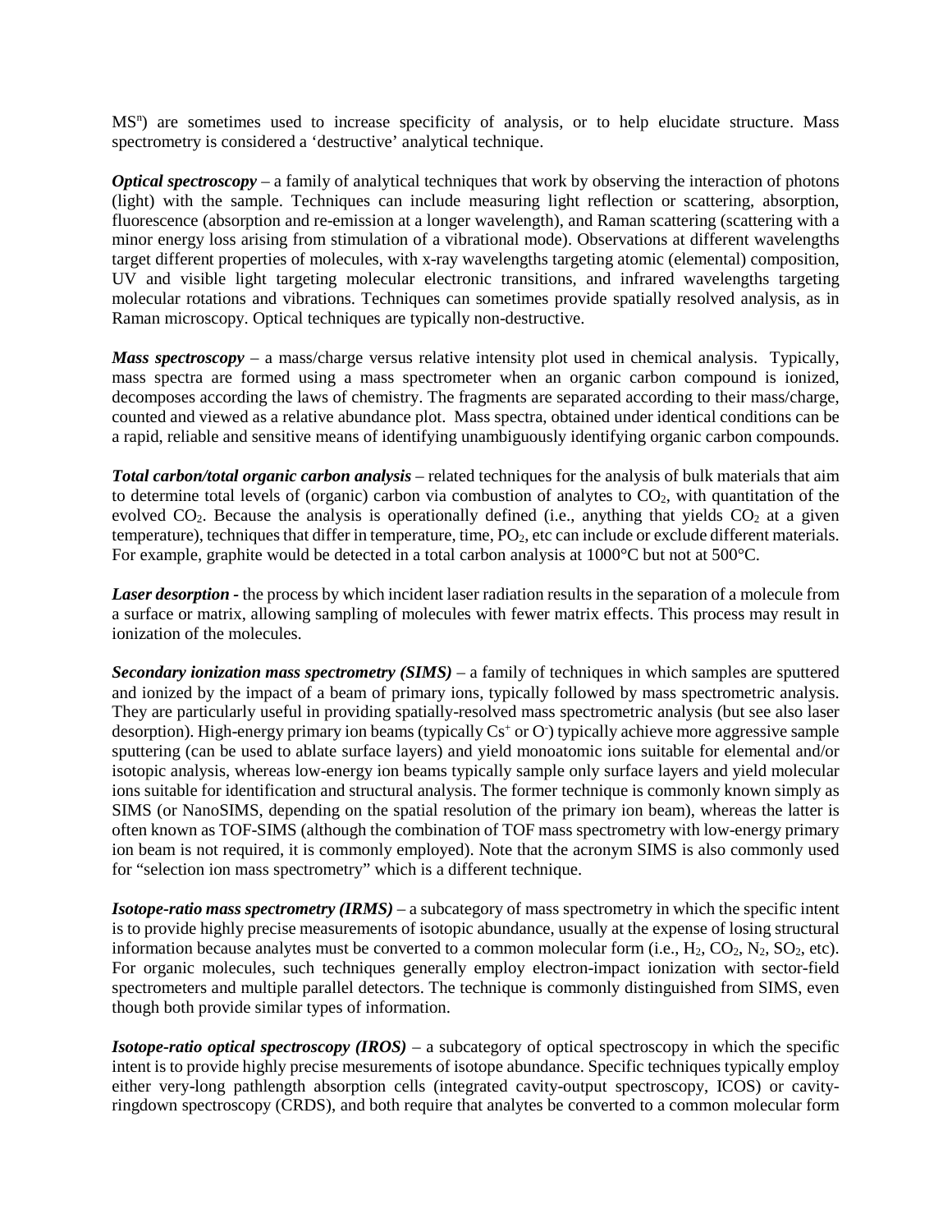$MS^n$) are sometimes used to increase specificity of analysis, or to help elucidate structure. Mass spectrometry is considered a 'destructive' analytical technique.

***Optical spectroscopy*** – a family of analytical techniques that work by observing the interaction of photons (light) with the sample. Techniques can include measuring light reflection or scattering, absorption, fluorescence (absorption and re-emission at a longer wavelength), and Raman scattering (scattering with a minor energy loss arising from stimulation of a vibrational mode). Observations at different wavelengths target different properties of molecules, with x-ray wavelengths targeting atomic (elemental) composition, UV and visible light targeting molecular electronic transitions, and infrared wavelengths targeting molecular rotations and vibrations. Techniques can sometimes provide spatially resolved analysis, as in Raman microscopy. Optical techniques are typically non-destructive.

***Mass spectroscopy*** – a mass/charge versus relative intensity plot used in chemical analysis. Typically, mass spectra are formed using a mass spectrometer when an organic carbon compound is ionized, decomposes according the laws of chemistry. The fragments are separated according to their mass/charge, counted and viewed as a relative abundance plot. Mass spectra, obtained under identical conditions can be a rapid, reliable and sensitive means of identifying unambiguously identifying organic carbon compounds.

***Total carbon/total organic carbon analysis*** – related techniques for the analysis of bulk materials that aim to determine total levels of (organic) carbon via combustion of analytes to $CO_2$, with quantitation of the evolved $CO_2$. Because the analysis is operationally defined (i.e., anything that yields $CO_2$ at a given temperature), techniques that differ in temperature, time, $PO_2$, etc can include or exclude different materials. For example, graphite would be detected in a total carbon analysis at 1000°C but not at 500°C.

***Laser desorption*** - the process by which incident laser radiation results in the separation of a molecule from a surface or matrix, allowing sampling of molecules with fewer matrix effects. This process may result in ionization of the molecules.

***Secondary ionization mass spectrometry (SIMS)*** – a family of techniques in which samples are sputtered and ionized by the impact of a beam of primary ions, typically followed by mass spectrometric analysis. They are particularly useful in providing spatially-resolved mass spectrometric analysis (but see also laser desorption). High-energy primary ion beams (typically $Cs^+$ or $O^-$) typically achieve more aggressive sample sputtering (can be used to ablate surface layers) and yield monoatomic ions suitable for elemental and/or isotopic analysis, whereas low-energy ion beams typically sample only surface layers and yield molecular ions suitable for identification and structural analysis. The former technique is commonly known simply as SIMS (or NanoSIMS, depending on the spatial resolution of the primary ion beam), whereas the latter is often known as TOF-SIMS (although the combination of TOF mass spectrometry with low-energy primary ion beam is not required, it is commonly employed). Note that the acronym SIMS is also commonly used for "selection ion mass spectrometry" which is a different technique.

***Isotope-ratio mass spectrometry (IRMS)*** – a subcategory of mass spectrometry in which the specific intent is to provide highly precise measurements of isotopic abundance, usually at the expense of losing structural information because analytes must be converted to a common molecular form (i.e., $H_2$, $CO_2$, $N_2$, $SO_2$, etc). For organic molecules, such techniques generally employ electron-impact ionization with sector-field spectrometers and multiple parallel detectors. The technique is commonly distinguished from SIMS, even though both provide similar types of information.

***Isotope-ratio optical spectroscopy (IROS)*** – a subcategory of optical spectroscopy in which the specific intent is to provide highly precise mesurements of isotope abundance. Specific techniques typically employ either very-long pathlength absorption cells (integrated cavity-output spectroscopy, ICOS) or cavity-ringdown spectroscopy (CRDS), and both require that analytes be converted to a common molecular form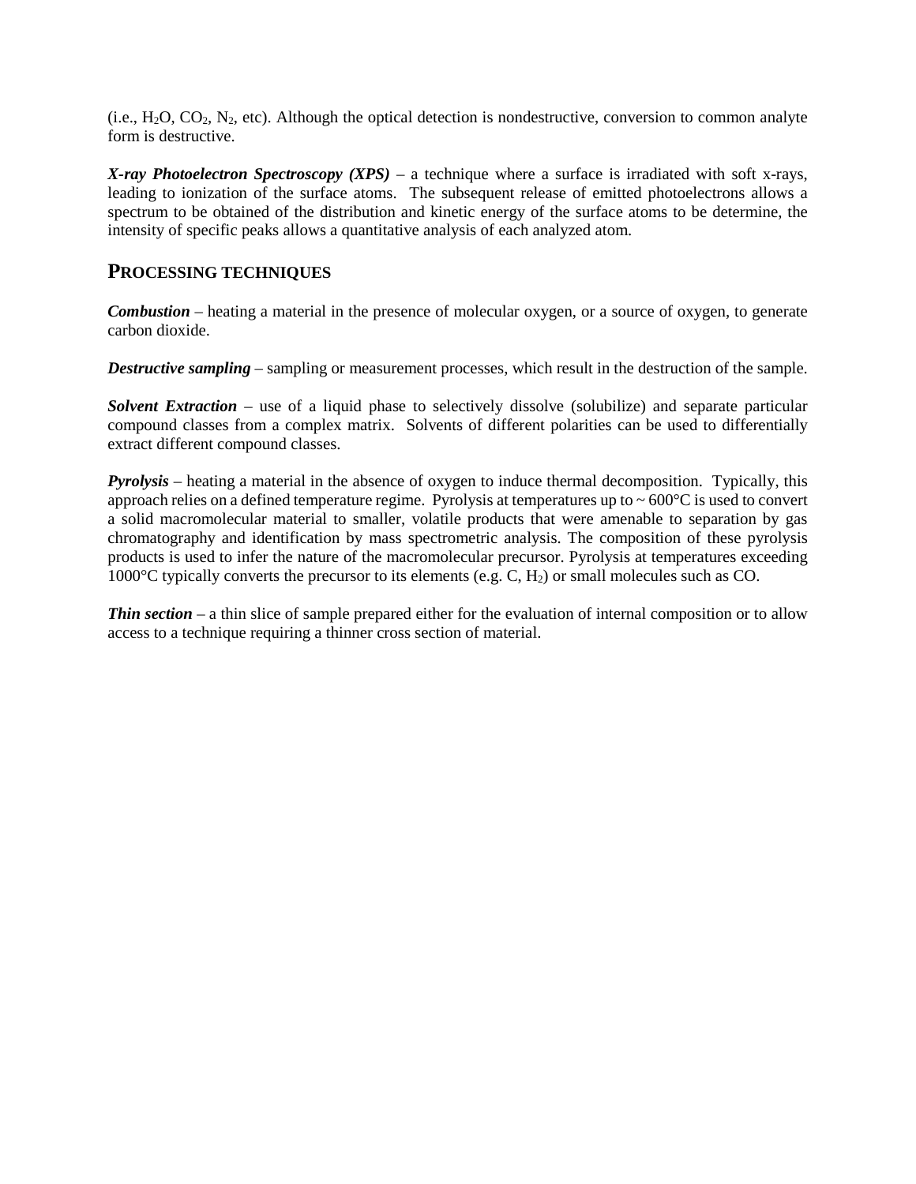(i.e., $H_2O$, $CO_2$, $N_2$, etc). Although the optical detection is nondestructive, conversion to common analyte form is destructive.

***X-ray Photoelectron Spectroscopy (XPS)*** – a technique where a surface is irradiated with soft x-rays, leading to ionization of the surface atoms. The subsequent release of emitted photoelectrons allows a spectrum to be obtained of the distribution and kinetic energy of the surface atoms to be determine, the intensity of specific peaks allows a quantitative analysis of each analyzed atom.

## PROCESSING TECHNIQUES

***Combustion*** – heating a material in the presence of molecular oxygen, or a source of oxygen, to generate carbon dioxide.

***Destructive sampling*** – sampling or measurement processes, which result in the destruction of the sample.

***Solvent Extraction*** – use of a liquid phase to selectively dissolve (solubilize) and separate particular compound classes from a complex matrix. Solvents of different polarities can be used to differentially extract different compound classes.

***Pyrolysis*** – heating a material in the absence of oxygen to induce thermal decomposition. Typically, this approach relies on a defined temperature regime. Pyrolysis at temperatures up to ~ 600°C is used to convert a solid macromolecular material to smaller, volatile products that were amenable to separation by gas chromatography and identification by mass spectrometric analysis. The composition of these pyrolysis products is used to infer the nature of the macromolecular precursor. Pyrolysis at temperatures exceeding 1000°C typically converts the precursor to its elements (e.g. C, $H_2$) or small molecules such as CO.

***Thin section*** – a thin slice of sample prepared either for the evaluation of internal composition or to allow access to a technique requiring a thinner cross section of material.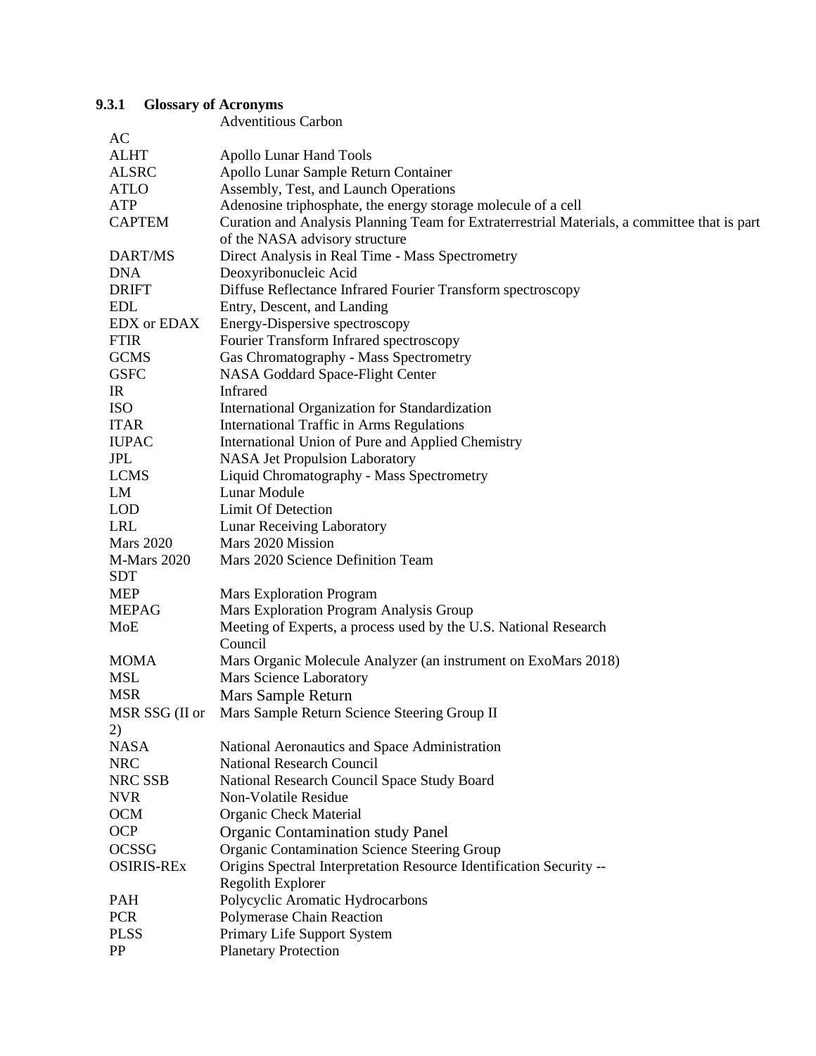### 9.3.1 Glossary of Acronyms

| | |
|---|---|
| AC | Adventitious Carbon |
| ALHT | Apollo Lunar Hand Tools |
| ALSRC | Apollo Lunar Sample Return Container |
| ATLO | Assembly, Test, and Launch Operations |
| ATP | Adenosine triphosphate, the energy storage molecule of a cell |
| CAPTEM | Curation and Analysis Planning Team for Extraterrestrial Materials, a committee that is part of the NASA advisory structure |
| DART/MS | Direct Analysis in Real Time - Mass Spectrometry |
| DNA | Deoxyribonucleic Acid |
| DRIFT | Diffuse Reflectance Infrared Fourier Transform spectroscopy |
| EDL | Entry, Descent, and Landing |
| EDX or EDAX | Energy-Dispersive spectroscopy |
| FTIR | Fourier Transform Infrared spectroscopy |
| GCMS | Gas Chromatography - Mass Spectrometry |
| GSFC | NASA Goddard Space-Flight Center |
| IR | Infrared |
| ISO | International Organization for Standardization |
| ITAR | International Traffic in Arms Regulations |
| IUPAC | International Union of Pure and Applied Chemistry |
| JPL | NASA Jet Propulsion Laboratory |
| LCMS | Liquid Chromatography - Mass Spectrometry |
| LM | Lunar Module |
| LOD | Limit Of Detection |
| LRL | Lunar Receiving Laboratory |
| Mars 2020 | Mars 2020 Mission |
| M-Mars 2020 SDT | Mars 2020 Science Definition Team |
| MEP | Mars Exploration Program |
| MEPAG | Mars Exploration Program Analysis Group |
| MoE | Meeting of Experts, a process used by the U.S. National Research Council |
| MOMA | Mars Organic Molecule Analyzer (an instrument on ExoMars 2018) |
| MSL | Mars Science Laboratory |
| MSR | Mars Sample Return |
| MSR SSG (II or 2) | Mars Sample Return Science Steering Group II |
| NASA | National Aeronautics and Space Administration |
| NRC | National Research Council |
| NRC SSB | National Research Council Space Study Board |
| NVR | Non-Volatile Residue |
| OCM | Organic Check Material |
| OCP | Organic Contamination study Panel |
| OCSSG | Organic Contamination Science Steering Group |
| OSIRIS-REx | Origins Spectral Interpretation Resource Identification Security -- Regolith Explorer |
| PAH | Polycyclic Aromatic Hydrocarbons |
| PCR | Polymerase Chain Reaction |
| PLSS | Primary Life Support System |
| PP | Planetary Protection |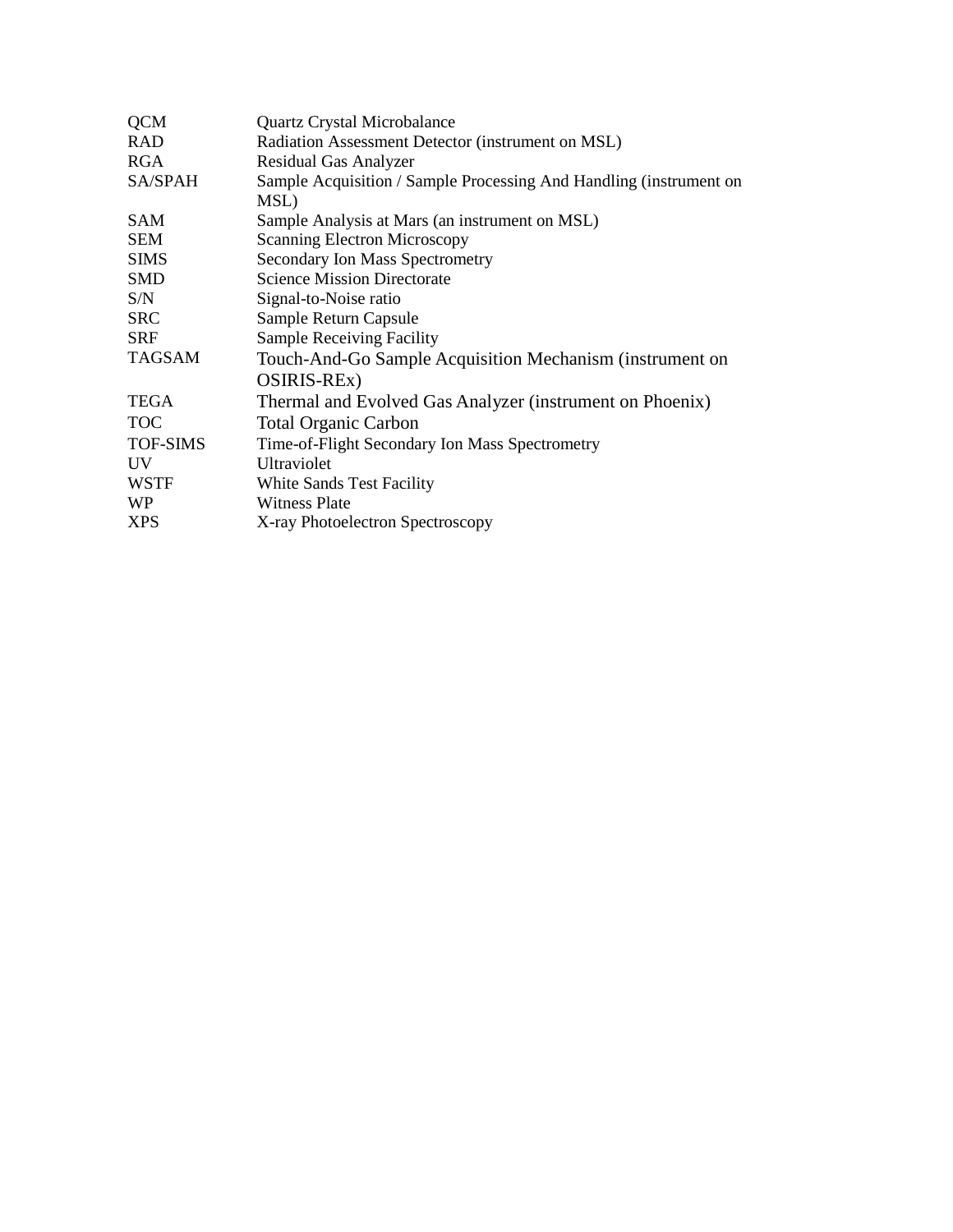| | |
|---|---|
| QCM | Quartz Crystal Microbalance |
| RAD | Radiation Assessment Detector (instrument on MSL) |
| RGA | Residual Gas Analyzer |
| SA/SPAH | Sample Acquisition / Sample Processing And Handling (instrument on MSL) |
| SAM | Sample Analysis at Mars (an instrument on MSL) |
| SEM | Scanning Electron Microscopy |
| SIMS | Secondary Ion Mass Spectrometry |
| SMD | Science Mission Directorate |
| S/N | Signal-to-Noise ratio |
| SRC | Sample Return Capsule |
| SRF | Sample Receiving Facility |
| TAGSAM | Touch-And-Go Sample Acquisition Mechanism (instrument on OSIRIS-REx) |
| TEGA | Thermal and Evolved Gas Analyzer (instrument on Phoenix) |
| TOC | Total Organic Carbon |
| TOF-SIMS | Time-of-Flight Secondary Ion Mass Spectrometry |
| UV | Ultraviolet |
| WSTF | White Sands Test Facility |
| WP | Witness Plate |
| XPS | X-ray Photoelectron Spectroscopy |